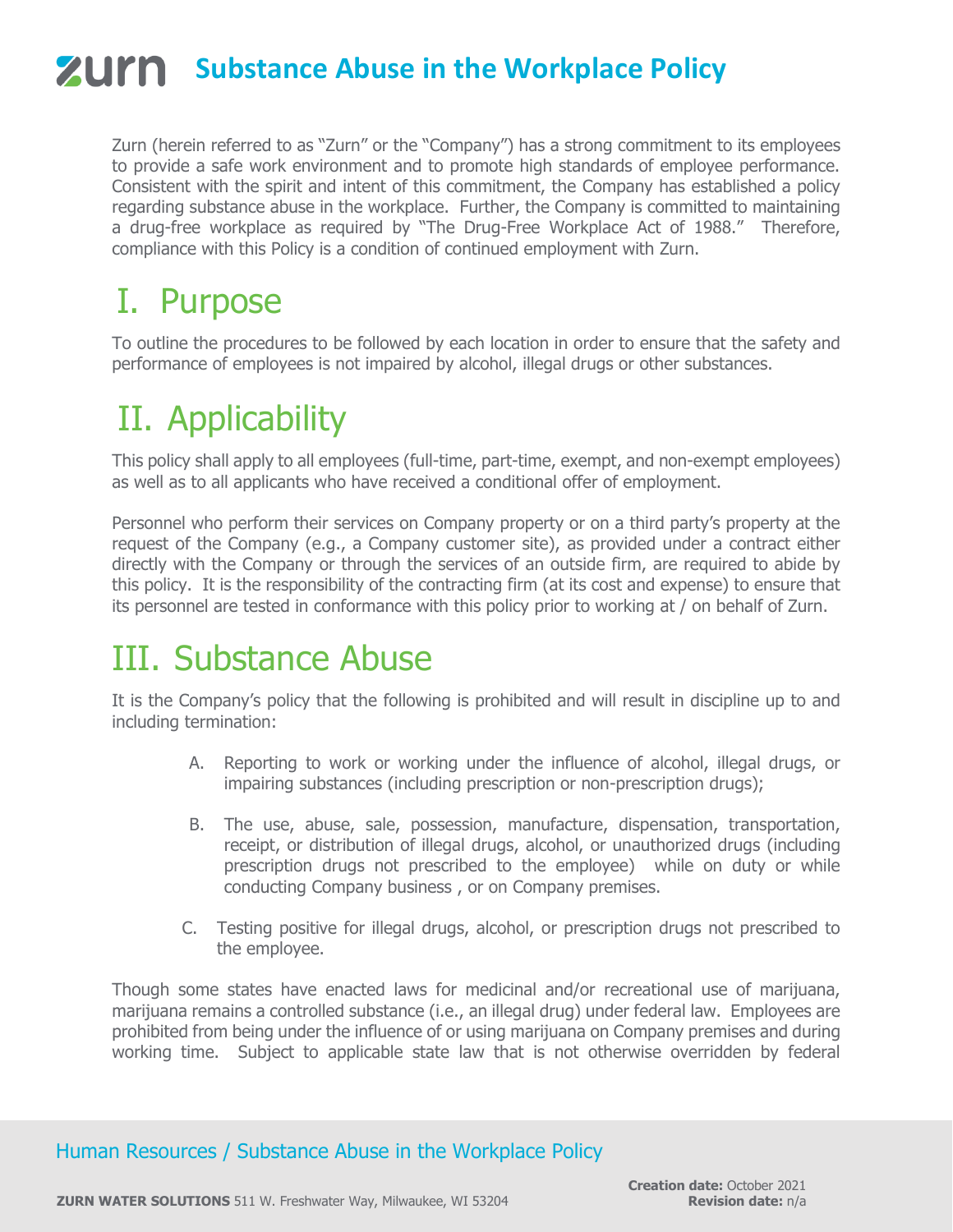# Substance Abuse in the Workplace Policy

Zurn (herein referred to as "Zurn" or the "Company") has a strong commitment to its employees to provide a safe work environment and to promote high standards of employee performance. Consistent with the spirit and intent of this commitment, the Company has established a policy regarding substance abuse in the workplace. Further, the Company is committed to maintaining a drug-free workplace as required by "The Drug-Free Workplace Act of 1988." Therefore, compliance with this Policy is a condition of continued employment with Zurn.

## I. Purpose

To outline the procedures to be followed by each location in order to ensure that the safety and performance of employees is not impaired by alcohol, illegal drugs or other substances.

## II. Applicability

This policy shall apply to all employees (full-time, part-time, exempt, and non-exempt employees) as well as to all applicants who have received a conditional offer of employment.

Personnel who perform their services on Company property or on a third party's property at the request of the Company (e.g., a Company customer site), as provided under a contract either directly with the Company or through the services of an outside firm, are required to abide by this policy. It is the responsibility of the contracting firm (at its cost and expense) to ensure that its personnel are tested in conformance with this policy prior to working at / on behalf of Zurn.

## III. Substance Abuse

It is the Company's policy that the following is prohibited and will result in discipline up to and including termination:

A. Reporting to work or working under the influence of alcohol, illegal drugs, or impairing substances (including prescription or non-prescription drugs);

B. The use, abuse, sale, possession, manufacture, dispensation, transportation, receipt, or distribution of illegal drugs, alcohol, or unauthorized drugs (including prescription drugs not prescribed to the employee) while on duty or while conducting Company business , or on Company premises.

C. Testing positive for illegal drugs, alcohol, or prescription drugs not prescribed to the employee.

Though some states have enacted laws for medicinal and/or recreational use of marijuana, marijuana remains a controlled substance (i.e., an illegal drug) under federal law. Employees are prohibited from being under the influence of or using marijuana on Company premises and during working time. Subject to applicable state law that is not otherwise overridden by federal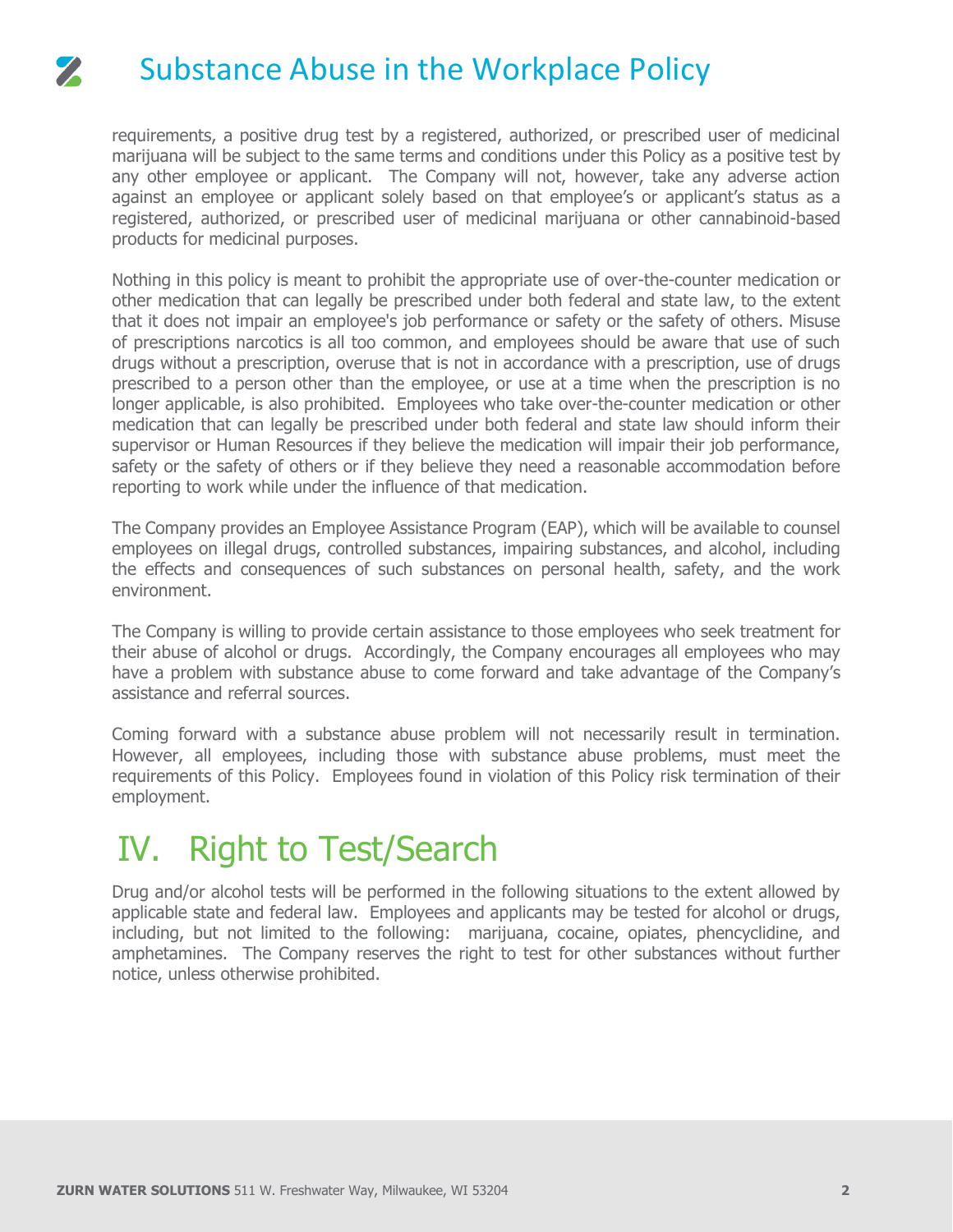requirements, a positive drug test by a registered, authorized, or prescribed user of medicinal marijuana will be subject to the same terms and conditions under this Policy as a positive test by any other employee or applicant. The Company will not, however, take any adverse action against an employee or applicant solely based on that employee's or applicant's status as a registered, authorized, or prescribed user of medicinal marijuana or other cannabinoid-based products for medicinal purposes.

Nothing in this policy is meant to prohibit the appropriate use of over-the-counter medication or other medication that can legally be prescribed under both federal and state law, to the extent that it does not impair an employee's job performance or safety or the safety of others. Misuse of prescriptions narcotics is all too common, and employees should be aware that use of such drugs without a prescription, overuse that is not in accordance with a prescription, use of drugs prescribed to a person other than the employee, or use at a time when the prescription is no longer applicable, is also prohibited. Employees who take over-the-counter medication or other medication that can legally be prescribed under both federal and state law should inform their supervisor or Human Resources if they believe the medication will impair their job performance, safety or the safety of others or if they believe they need a reasonable accommodation before reporting to work while under the influence of that medication.

The Company provides an Employee Assistance Program (EAP), which will be available to counsel employees on illegal drugs, controlled substances, impairing substances, and alcohol, including the effects and consequences of such substances on personal health, safety, and the work environment.

The Company is willing to provide certain assistance to those employees who seek treatment for their abuse of alcohol or drugs. Accordingly, the Company encourages all employees who may have a problem with substance abuse to come forward and take advantage of the Company's assistance and referral sources.

Coming forward with a substance abuse problem will not necessarily result in termination. However, all employees, including those with substance abuse problems, must meet the requirements of this Policy. Employees found in violation of this Policy risk termination of their employment.

# IV. Right to Test/Search

Drug and/or alcohol tests will be performed in the following situations to the extent allowed by applicable state and federal law. Employees and applicants may be tested for alcohol or drugs, including, but not limited to the following: marijuana, cocaine, opiates, phencyclidine, and amphetamines. The Company reserves the right to test for other substances without further notice, unless otherwise prohibited.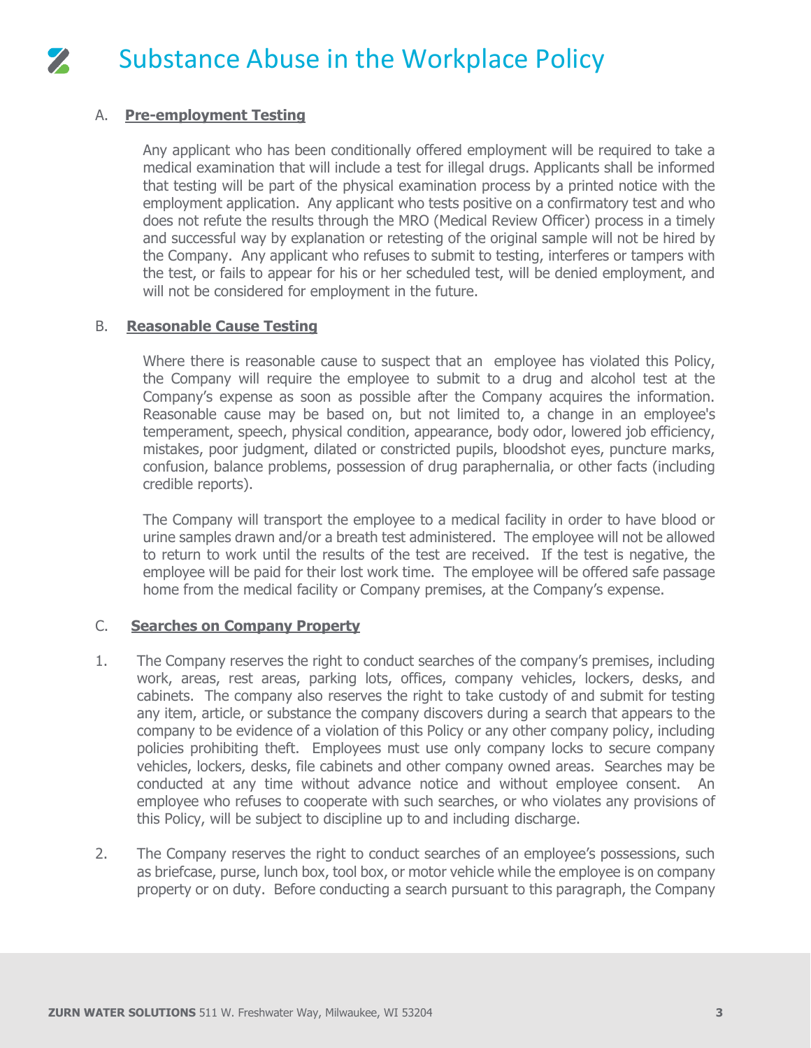# Substance Abuse in the Workplace Policy

A. **Pre-employment Testing**

Any applicant who has been conditionally offered employment will be required to take a medical examination that will include a test for illegal drugs. Applicants shall be informed that testing will be part of the physical examination process by a printed notice with the employment application. Any applicant who tests positive on a confirmatory test and who does not refute the results through the MRO (Medical Review Officer) process in a timely and successful way by explanation or retesting of the original sample will not be hired by the Company. Any applicant who refuses to submit to testing, interferes or tampers with the test, or fails to appear for his or her scheduled test, will be denied employment, and will not be considered for employment in the future.

B. **Reasonable Cause Testing**

Where there is reasonable cause to suspect that an employee has violated this Policy, the Company will require the employee to submit to a drug and alcohol test at the Company's expense as soon as possible after the Company acquires the information. Reasonable cause may be based on, but not limited to, a change in an employee's temperament, speech, physical condition, appearance, body odor, lowered job efficiency, mistakes, poor judgment, dilated or constricted pupils, bloodshot eyes, puncture marks, confusion, balance problems, possession of drug paraphernalia, or other facts (including credible reports).

The Company will transport the employee to a medical facility in order to have blood or urine samples drawn and/or a breath test administered. The employee will not be allowed to return to work until the results of the test are received. If the test is negative, the employee will be paid for their lost work time. The employee will be offered safe passage home from the medical facility or Company premises, at the Company's expense.

C. **Searches on Company Property**

1. The Company reserves the right to conduct searches of the company's premises, including work, areas, rest areas, parking lots, offices, company vehicles, lockers, desks, and cabinets. The company also reserves the right to take custody of and submit for testing any item, article, or substance the company discovers during a search that appears to the company to be evidence of a violation of this Policy or any other company policy, including policies prohibiting theft. Employees must use only company locks to secure company vehicles, lockers, desks, file cabinets and other company owned areas. Searches may be conducted at any time without advance notice and without employee consent. An employee who refuses to cooperate with such searches, or who violates any provisions of this Policy, will be subject to discipline up to and including discharge.

2. The Company reserves the right to conduct searches of an employee's possessions, such as briefcase, purse, lunch box, tool box, or motor vehicle while the employee is on company property or on duty. Before conducting a search pursuant to this paragraph, the Company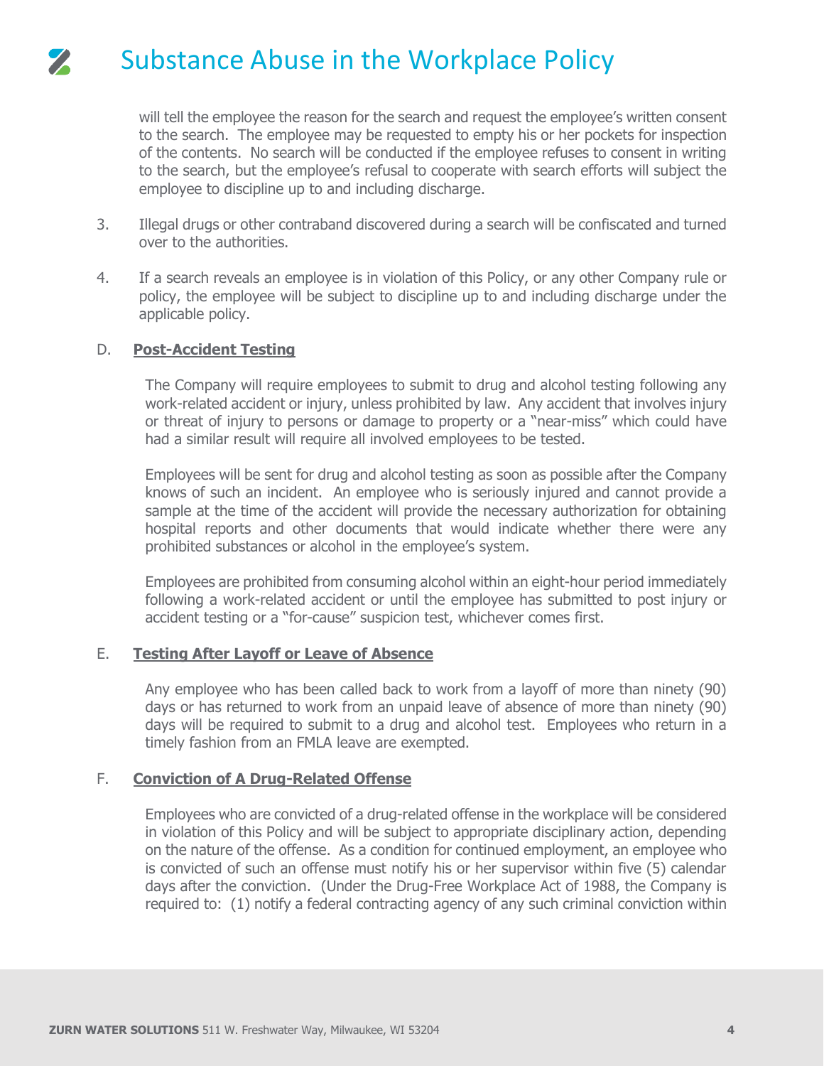will tell the employee the reason for the search and request the employee's written consent to the search. The employee may be requested to empty his or her pockets for inspection of the contents. No search will be conducted if the employee refuses to consent in writing to the search, but the employee's refusal to cooperate with search efforts will subject the employee to discipline up to and including discharge.

3. Illegal drugs or other contraband discovered during a search will be confiscated and turned over to the authorities.

4. If a search reveals an employee is in violation of this Policy, or any other Company rule or policy, the employee will be subject to discipline up to and including discharge under the applicable policy.

D. **Post-Accident Testing**

The Company will require employees to submit to drug and alcohol testing following any work-related accident or injury, unless prohibited by law. Any accident that involves injury or threat of injury to persons or damage to property or a "near-miss" which could have had a similar result will require all involved employees to be tested.

Employees will be sent for drug and alcohol testing as soon as possible after the Company knows of such an incident. An employee who is seriously injured and cannot provide a sample at the time of the accident will provide the necessary authorization for obtaining hospital reports and other documents that would indicate whether there were any prohibited substances or alcohol in the employee's system.

Employees are prohibited from consuming alcohol within an eight-hour period immediately following a work-related accident or until the employee has submitted to post injury or accident testing or a "for-cause" suspicion test, whichever comes first.

E. **Testing After Layoff or Leave of Absence**

Any employee who has been called back to work from a layoff of more than ninety (90) days or has returned to work from an unpaid leave of absence of more than ninety (90) days will be required to submit to a drug and alcohol test. Employees who return in a timely fashion from an FMLA leave are exempted.

F. **Conviction of A Drug-Related Offense**

Employees who are convicted of a drug-related offense in the workplace will be considered in violation of this Policy and will be subject to appropriate disciplinary action, depending on the nature of the offense. As a condition for continued employment, an employee who is convicted of such an offense must notify his or her supervisor within five (5) calendar days after the conviction. (Under the Drug-Free Workplace Act of 1988, the Company is required to: (1) notify a federal contracting agency of any such criminal conviction within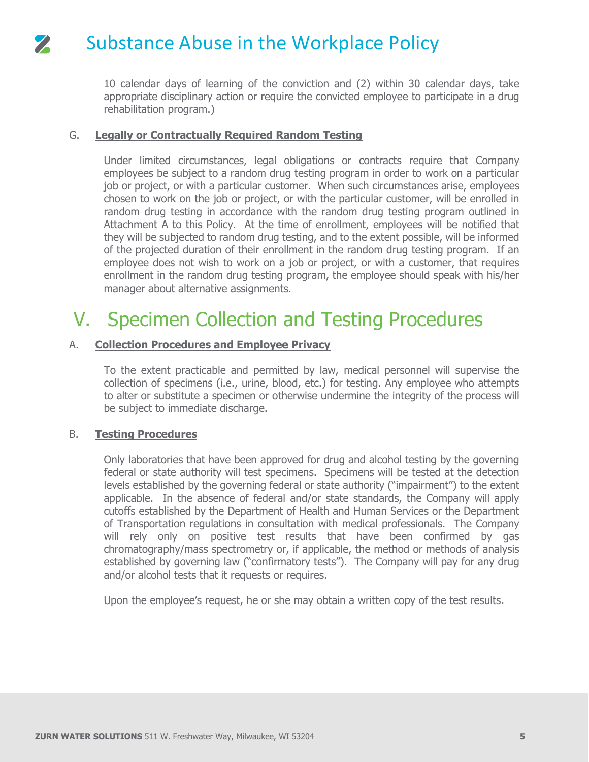10 calendar days of learning of the conviction and (2) within 30 calendar days, take appropriate disciplinary action or require the convicted employee to participate in a drug rehabilitation program.)

G. **Legally or Contractually Required Random Testing**

Under limited circumstances, legal obligations or contracts require that Company employees be subject to a random drug testing program in order to work on a particular job or project, or with a particular customer. When such circumstances arise, employees chosen to work on the job or project, or with the particular customer, will be enrolled in random drug testing in accordance with the random drug testing program outlined in Attachment A to this Policy. At the time of enrollment, employees will be notified that they will be subjected to random drug testing, and to the extent possible, will be informed of the projected duration of their enrollment in the random drug testing program. If an employee does not wish to work on a job or project, or with a customer, that requires enrollment in the random drug testing program, the employee should speak with his/her manager about alternative assignments.

# V. Specimen Collection and Testing Procedures

A. **Collection Procedures and Employee Privacy**

To the extent practicable and permitted by law, medical personnel will supervise the collection of specimens (i.e., urine, blood, etc.) for testing. Any employee who attempts to alter or substitute a specimen or otherwise undermine the integrity of the process will be subject to immediate discharge.

B. **Testing Procedures**

Only laboratories that have been approved for drug and alcohol testing by the governing federal or state authority will test specimens. Specimens will be tested at the detection levels established by the governing federal or state authority ("impairment") to the extent applicable. In the absence of federal and/or state standards, the Company will apply cutoffs established by the Department of Health and Human Services or the Department of Transportation regulations in consultation with medical professionals. The Company will rely only on positive test results that have been confirmed by gas chromatography/mass spectrometry or, if applicable, the method or methods of analysis established by governing law ("confirmatory tests"). The Company will pay for any drug and/or alcohol tests that it requests or requires.

Upon the employee's request, he or she may obtain a written copy of the test results.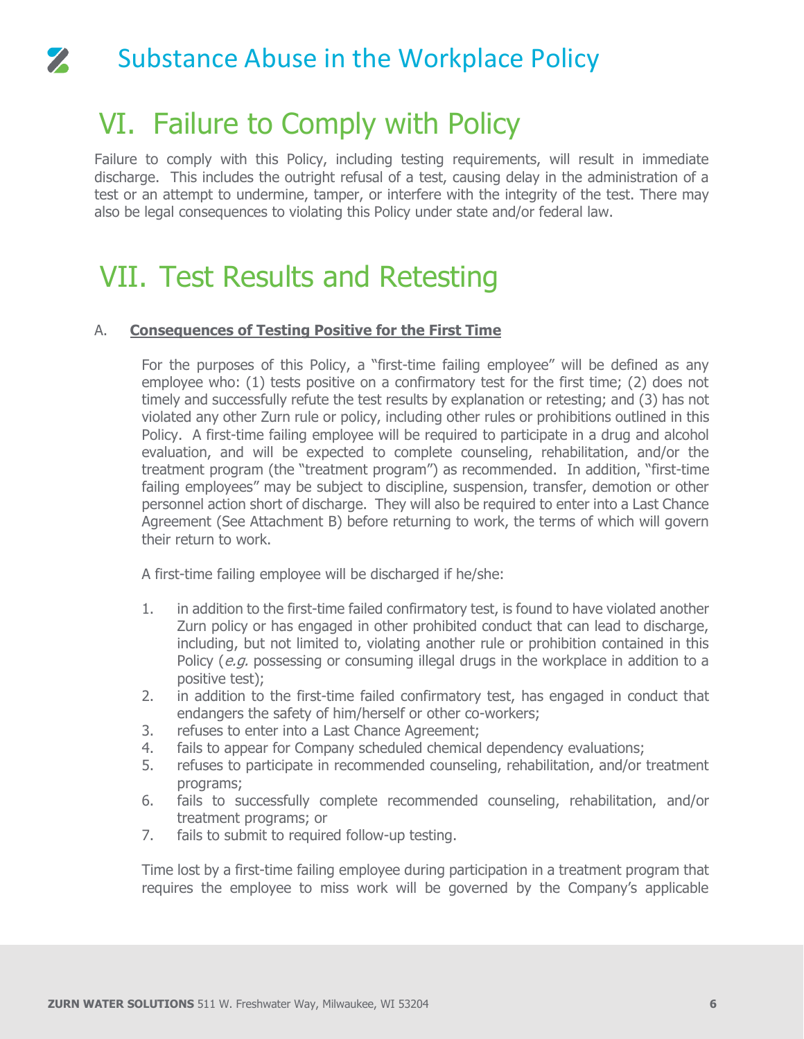# VI. Failure to Comply with Policy

Failure to comply with this Policy, including testing requirements, will result in immediate discharge. This includes the outright refusal of a test, causing delay in the administration of a test or an attempt to undermine, tamper, or interfere with the integrity of the test. There may also be legal consequences to violating this Policy under state and/or federal law.

# VII. Test Results and Retesting

A. **Consequences of Testing Positive for the First Time**

For the purposes of this Policy, a "first-time failing employee" will be defined as any employee who: (1) tests positive on a confirmatory test for the first time; (2) does not timely and successfully refute the test results by explanation or retesting; and (3) has not violated any other Zurn rule or policy, including other rules or prohibitions outlined in this Policy. A first-time failing employee will be required to participate in a drug and alcohol evaluation, and will be expected to complete counseling, rehabilitation, and/or the treatment program (the "treatment program") as recommended. In addition, "first-time failing employees" may be subject to discipline, suspension, transfer, demotion or other personnel action short of discharge. They will also be required to enter into a Last Chance Agreement (See Attachment B) before returning to work, the terms of which will govern their return to work.

A first-time failing employee will be discharged if he/she:

1. in addition to the first-time failed confirmatory test, is found to have violated another Zurn policy or has engaged in other prohibited conduct that can lead to discharge, including, but not limited to, violating another rule or prohibition contained in this Policy (*e.g.* possessing or consuming illegal drugs in the workplace in addition to a positive test);
2. in addition to the first-time failed confirmatory test, has engaged in conduct that endangers the safety of him/herself or other co-workers;
3. refuses to enter into a Last Chance Agreement;
4. fails to appear for Company scheduled chemical dependency evaluations;
5. refuses to participate in recommended counseling, rehabilitation, and/or treatment programs;
6. fails to successfully complete recommended counseling, rehabilitation, and/or treatment programs; or
7. fails to submit to required follow-up testing.

Time lost by a first-time failing employee during participation in a treatment program that requires the employee to miss work will be governed by the Company's applicable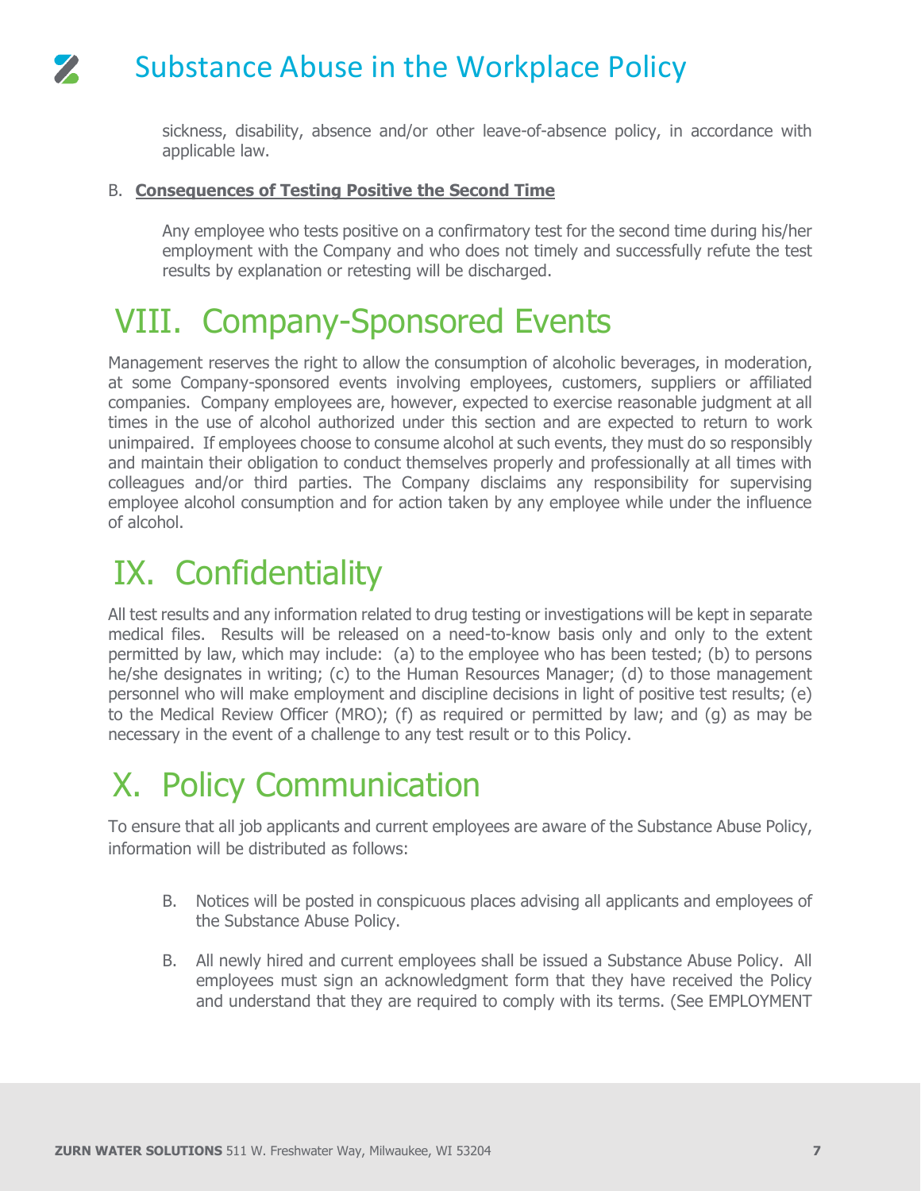sickness, disability, absence and/or other leave-of-absence policy, in accordance with applicable law.

B. **Consequences of Testing Positive the Second Time**

Any employee who tests positive on a confirmatory test for the second time during his/her employment with the Company and who does not timely and successfully refute the test results by explanation or retesting will be discharged.

# VIII. Company-Sponsored Events

Management reserves the right to allow the consumption of alcoholic beverages, in moderation, at some Company-sponsored events involving employees, customers, suppliers or affiliated companies. Company employees are, however, expected to exercise reasonable judgment at all times in the use of alcohol authorized under this section and are expected to return to work unimpaired. If employees choose to consume alcohol at such events, they must do so responsibly and maintain their obligation to conduct themselves properly and professionally at all times with colleagues and/or third parties. The Company disclaims any responsibility for supervising employee alcohol consumption and for action taken by any employee while under the influence of alcohol.

# IX. Confidentiality

All test results and any information related to drug testing or investigations will be kept in separate medical files. Results will be released on a need-to-know basis only and only to the extent permitted by law, which may include: (a) to the employee who has been tested; (b) to persons he/she designates in writing; (c) to the Human Resources Manager; (d) to those management personnel who will make employment and discipline decisions in light of positive test results; (e) to the Medical Review Officer (MRO); (f) as required or permitted by law; and (g) as may be necessary in the event of a challenge to any test result or to this Policy.

# X. Policy Communication

To ensure that all job applicants and current employees are aware of the Substance Abuse Policy, information will be distributed as follows:

B. Notices will be posted in conspicuous places advising all applicants and employees of the Substance Abuse Policy.

B. All newly hired and current employees shall be issued a Substance Abuse Policy. All employees must sign an acknowledgment form that they have received the Policy and understand that they are required to comply with its terms. (See EMPLOYMENT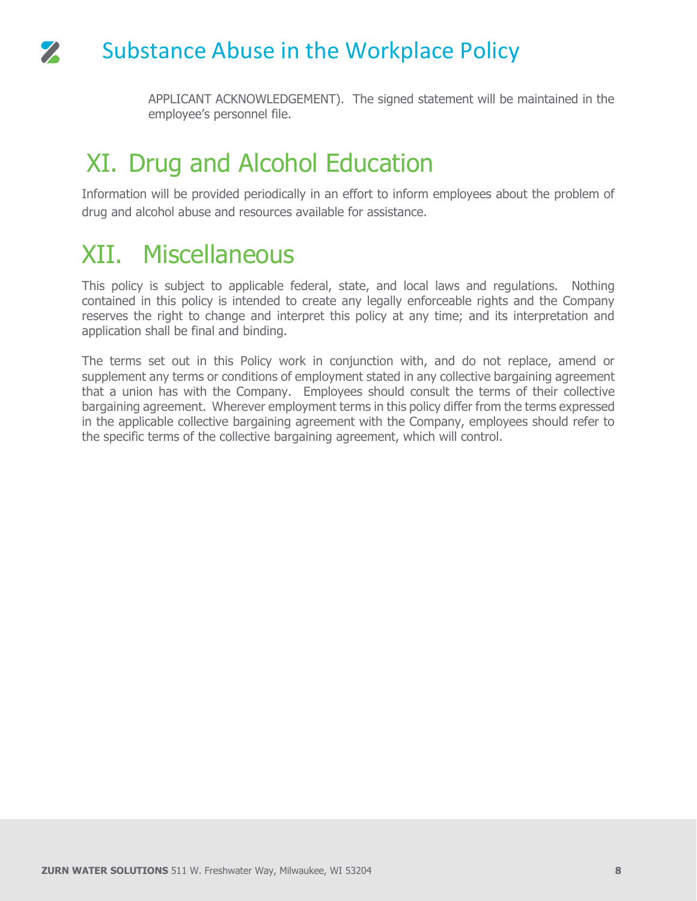APPLICANT ACKNOWLEDGEMENT). The signed statement will be maintained in the employee's personnel file.

## XI. Drug and Alcohol Education

Information will be provided periodically in an effort to inform employees about the problem of drug and alcohol abuse and resources available for assistance.

## XII. Miscellaneous

This policy is subject to applicable federal, state, and local laws and regulations. Nothing contained in this policy is intended to create any legally enforceable rights and the Company reserves the right to change and interpret this policy at any time; and its interpretation and application shall be final and binding.

The terms set out in this Policy work in conjunction with, and do not replace, amend or supplement any terms or conditions of employment stated in any collective bargaining agreement that a union has with the Company. Employees should consult the terms of their collective bargaining agreement. Wherever employment terms in this policy differ from the terms expressed in the applicable collective bargaining agreement with the Company, employees should refer to the specific terms of the collective bargaining agreement, which will control.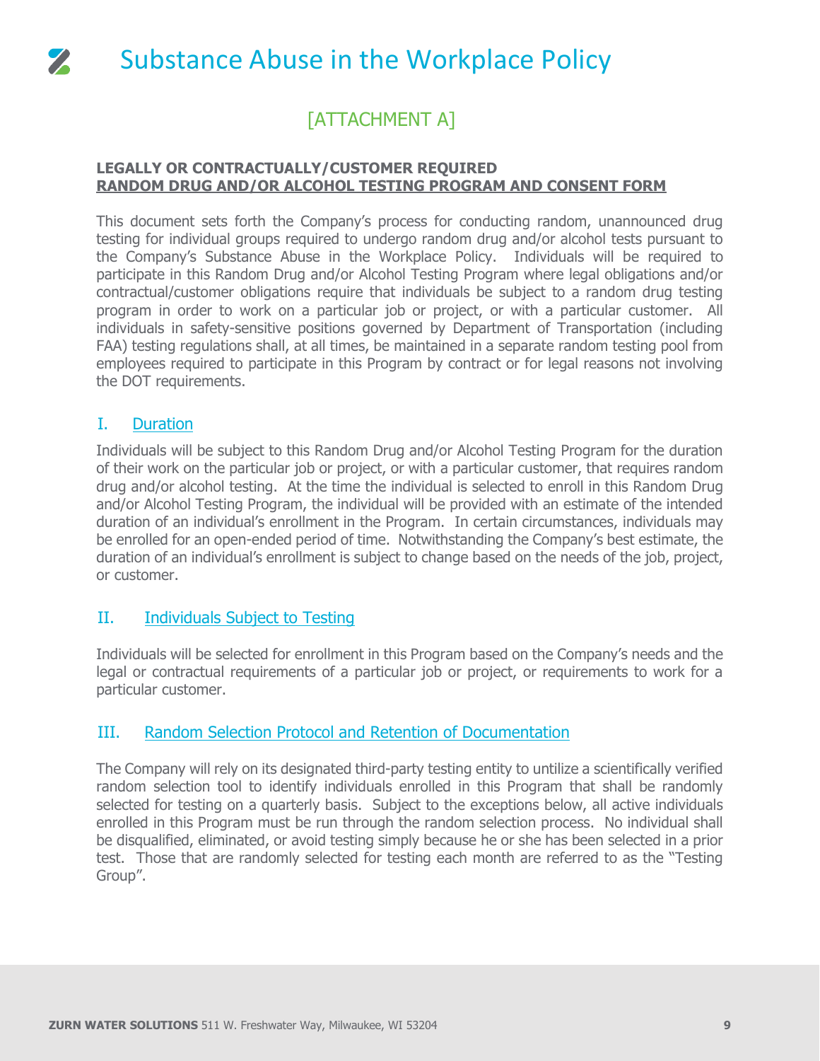# Substance Abuse in the Workplace Policy

## [ATTACHMENT A]

**LEGALLY OR CONTRACTUALLY/CUSTOMER REQUIRED**
**RANDOM DRUG AND/OR ALCOHOL TESTING PROGRAM AND CONSENT FORM**

This document sets forth the Company's process for conducting random, unannounced drug testing for individual groups required to undergo random drug and/or alcohol tests pursuant to the Company's Substance Abuse in the Workplace Policy. Individuals will be required to participate in this Random Drug and/or Alcohol Testing Program where legal obligations and/or contractual/customer obligations require that individuals be subject to a random drug testing program in order to work on a particular job or project, or with a particular customer. All individuals in safety-sensitive positions governed by Department of Transportation (including FAA) testing regulations shall, at all times, be maintained in a separate random testing pool from employees required to participate in this Program by contract or for legal reasons not involving the DOT requirements.

### I. Duration

Individuals will be subject to this Random Drug and/or Alcohol Testing Program for the duration of their work on the particular job or project, or with a particular customer, that requires random drug and/or alcohol testing. At the time the individual is selected to enroll in this Random Drug and/or Alcohol Testing Program, the individual will be provided with an estimate of the intended duration of an individual's enrollment in the Program. In certain circumstances, individuals may be enrolled for an open-ended period of time. Notwithstanding the Company's best estimate, the duration of an individual's enrollment is subject to change based on the needs of the job, project, or customer.

### II. Individuals Subject to Testing

Individuals will be selected for enrollment in this Program based on the Company's needs and the legal or contractual requirements of a particular job or project, or requirements to work for a particular customer.

### III. Random Selection Protocol and Retention of Documentation

The Company will rely on its designated third-party testing entity to untilize a scientifically verified random selection tool to identify individuals enrolled in this Program that shall be randomly selected for testing on a quarterly basis. Subject to the exceptions below, all active individuals enrolled in this Program must be run through the random selection process. No individual shall be disqualified, eliminated, or avoid testing simply because he or she has been selected in a prior test. Those that are randomly selected for testing each month are referred to as the "Testing Group".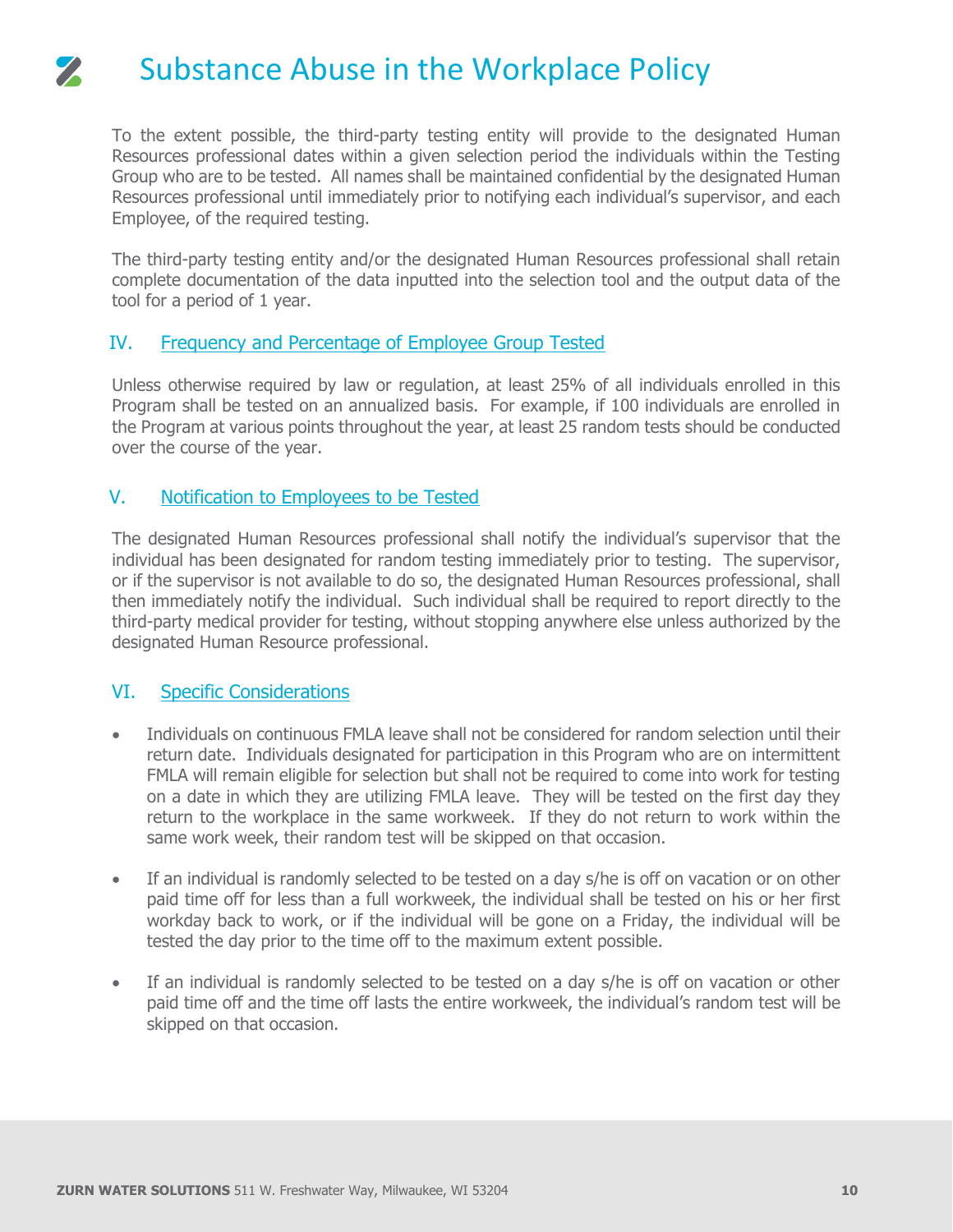To the extent possible, the third-party testing entity will provide to the designated Human Resources professional dates within a given selection period the individuals within the Testing Group who are to be tested. All names shall be maintained confidential by the designated Human Resources professional until immediately prior to notifying each individual's supervisor, and each Employee, of the required testing.

The third-party testing entity and/or the designated Human Resources professional shall retain complete documentation of the data inputted into the selection tool and the output data of the tool for a period of 1 year.

## IV. Frequency and Percentage of Employee Group Tested

Unless otherwise required by law or regulation, at least 25% of all individuals enrolled in this Program shall be tested on an annualized basis. For example, if 100 individuals are enrolled in the Program at various points throughout the year, at least 25 random tests should be conducted over the course of the year.

## V. Notification to Employees to be Tested

The designated Human Resources professional shall notify the individual's supervisor that the individual has been designated for random testing immediately prior to testing. The supervisor, or if the supervisor is not available to do so, the designated Human Resources professional, shall then immediately notify the individual. Such individual shall be required to report directly to the third-party medical provider for testing, without stopping anywhere else unless authorized by the designated Human Resource professional.

## VI. Specific Considerations

- Individuals on continuous FMLA leave shall not be considered for random selection until their return date. Individuals designated for participation in this Program who are on intermittent FMLA will remain eligible for selection but shall not be required to come into work for testing on a date in which they are utilizing FMLA leave. They will be tested on the first day they return to the workplace in the same workweek. If they do not return to work within the same work week, their random test will be skipped on that occasion.

- If an individual is randomly selected to be tested on a day s/he is off on vacation or on other paid time off for less than a full workweek, the individual shall be tested on his or her first workday back to work, or if the individual will be gone on a Friday, the individual will be tested the day prior to the time off to the maximum extent possible.

- If an individual is randomly selected to be tested on a day s/he is off on vacation or other paid time off and the time off lasts the entire workweek, the individual's random test will be skipped on that occasion.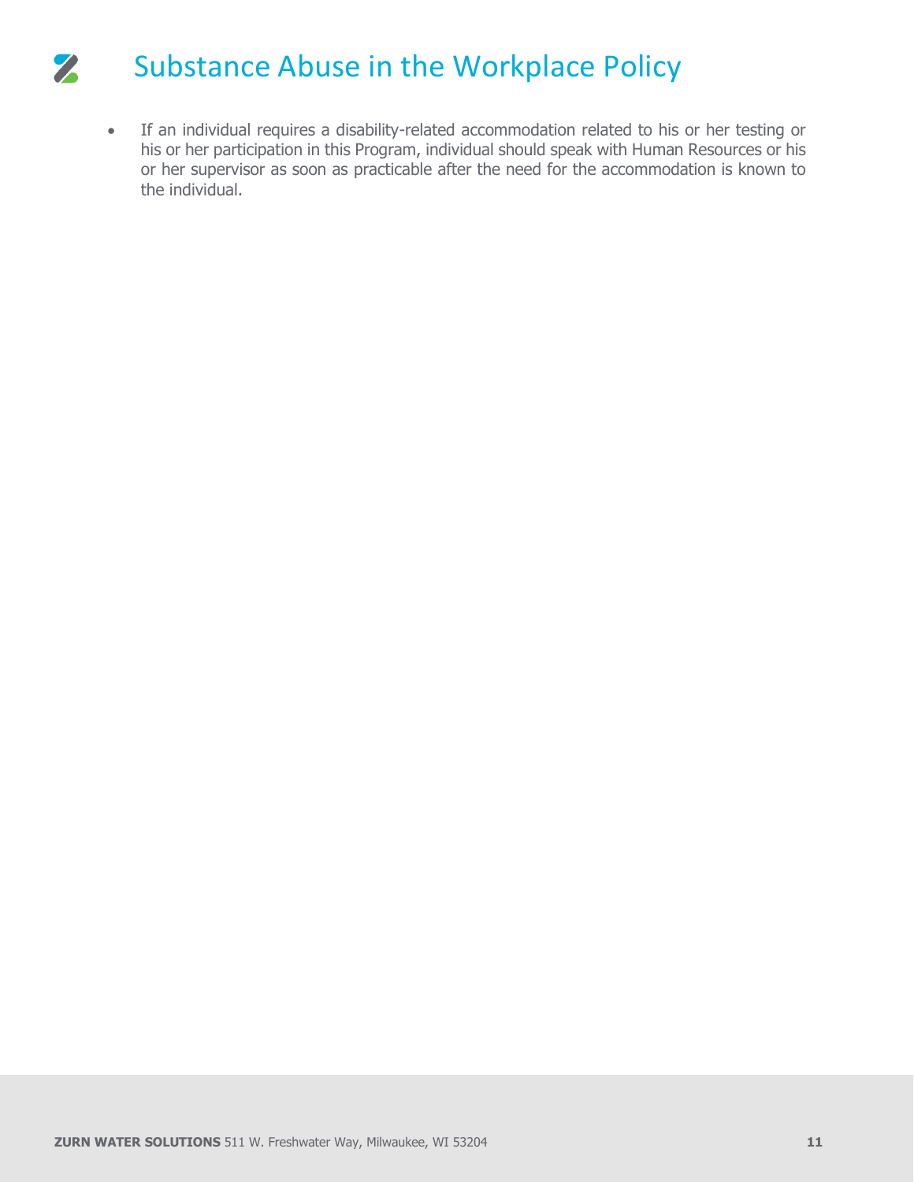- If an individual requires a disability-related accommodation related to his or her testing or his or her participation in this Program, individual should speak with Human Resources or his or her supervisor as soon as practicable after the need for the accommodation is known to the individual.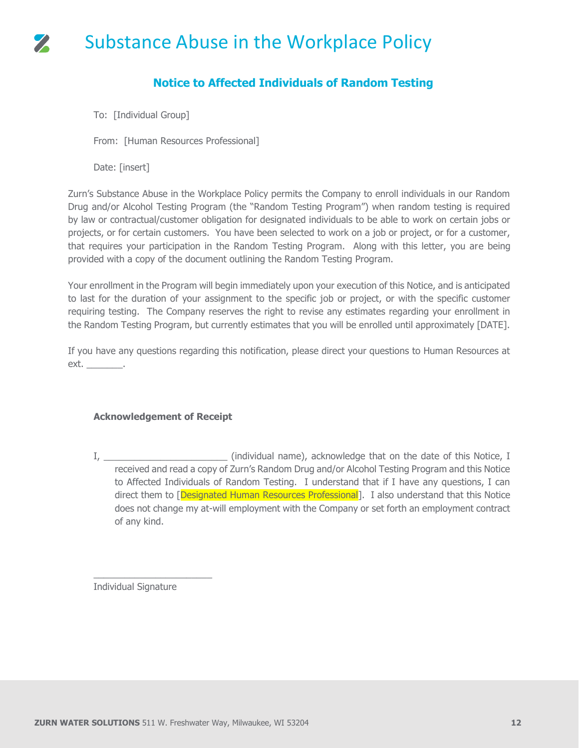# Substance Abuse in the Workplace Policy

## Notice to Affected Individuals of Random Testing

To: [Individual Group]

From: [Human Resources Professional]

Date: [insert]

Zurn's Substance Abuse in the Workplace Policy permits the Company to enroll individuals in our Random Drug and/or Alcohol Testing Program (the "Random Testing Program") when random testing is required by law or contractual/customer obligation for designated individuals to be able to work on certain jobs or projects, or for certain customers. You have been selected to work on a job or project, or for a customer, that requires your participation in the Random Testing Program. Along with this letter, you are being provided with a copy of the document outlining the Random Testing Program.

Your enrollment in the Program will begin immediately upon your execution of this Notice, and is anticipated to last for the duration of your assignment to the specific job or project, or with the specific customer requiring testing. The Company reserves the right to revise any estimates regarding your enrollment in the Random Testing Program, but currently estimates that you will be enrolled until approximately [DATE].

If you have any questions regarding this notification, please direct your questions to Human Resources at ext. _______.

**Acknowledgement of Receipt**

I, _______________________ (individual name), acknowledge that on the date of this Notice, I received and read a copy of Zurn's Random Drug and/or Alcohol Testing Program and this Notice to Affected Individuals of Random Testing. I understand that if I have any questions, I can direct them to [Designated Human Resources Professional]. I also understand that this Notice does not change my at-will employment with the Company or set forth an employment contract of any kind.

_______________________
Individual Signature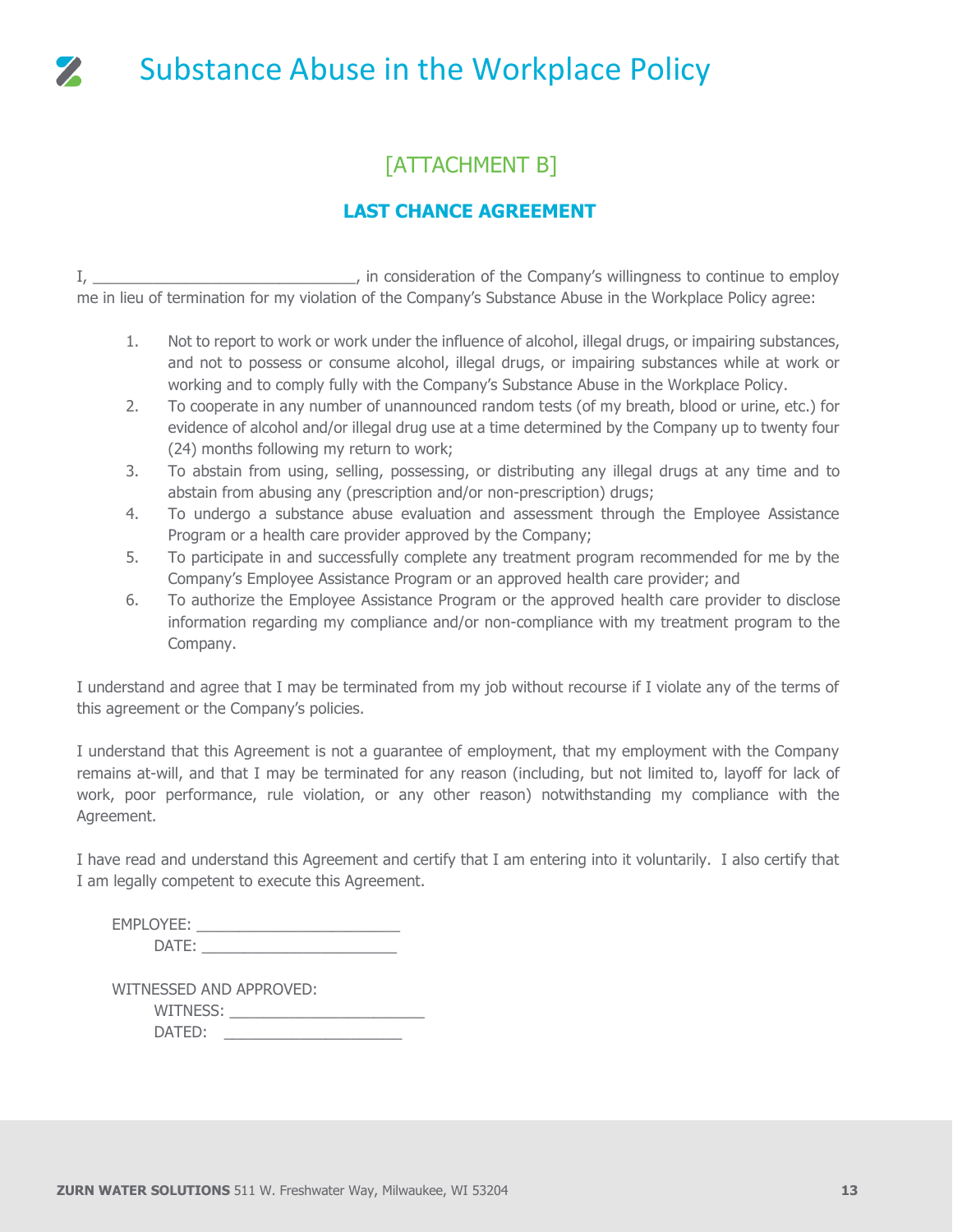# Substance Abuse in the Workplace Policy

## [ATTACHMENT B]

### **LAST CHANCE AGREEMENT**

I, _______________________________, in consideration of the Company's willingness to continue to employ me in lieu of termination for my violation of the Company's Substance Abuse in the Workplace Policy agree:

1. Not to report to work or work under the influence of alcohol, illegal drugs, or impairing substances, and not to possess or consume alcohol, illegal drugs, or impairing substances while at work or working and to comply fully with the Company's Substance Abuse in the Workplace Policy.
2. To cooperate in any number of unannounced random tests (of my breath, blood or urine, etc.) for evidence of alcohol and/or illegal drug use at a time determined by the Company up to twenty four (24) months following my return to work;
3. To abstain from using, selling, possessing, or distributing any illegal drugs at any time and to abstain from abusing any (prescription and/or non-prescription) drugs;
4. To undergo a substance abuse evaluation and assessment through the Employee Assistance Program or a health care provider approved by the Company;
5. To participate in and successfully complete any treatment program recommended for me by the Company's Employee Assistance Program or an approved health care provider; and
6. To authorize the Employee Assistance Program or the approved health care provider to disclose information regarding my compliance and/or non-compliance with my treatment program to the Company.

I understand and agree that I may be terminated from my job without recourse if I violate any of the terms of this agreement or the Company's policies.

I understand that this Agreement is not a guarantee of employment, that my employment with the Company remains at-will, and that I may be terminated for any reason (including, but not limited to, layoff for lack of work, poor performance, rule violation, or any other reason) notwithstanding my compliance with the Agreement.

I have read and understand this Agreement and certify that I am entering into it voluntarily. I also certify that I am legally competent to execute this Agreement.

EMPLOYEE: _______________________

DATE: _______________________

WITNESSED AND APPROVED:

WITNESS: _______________________

DATED: _______________________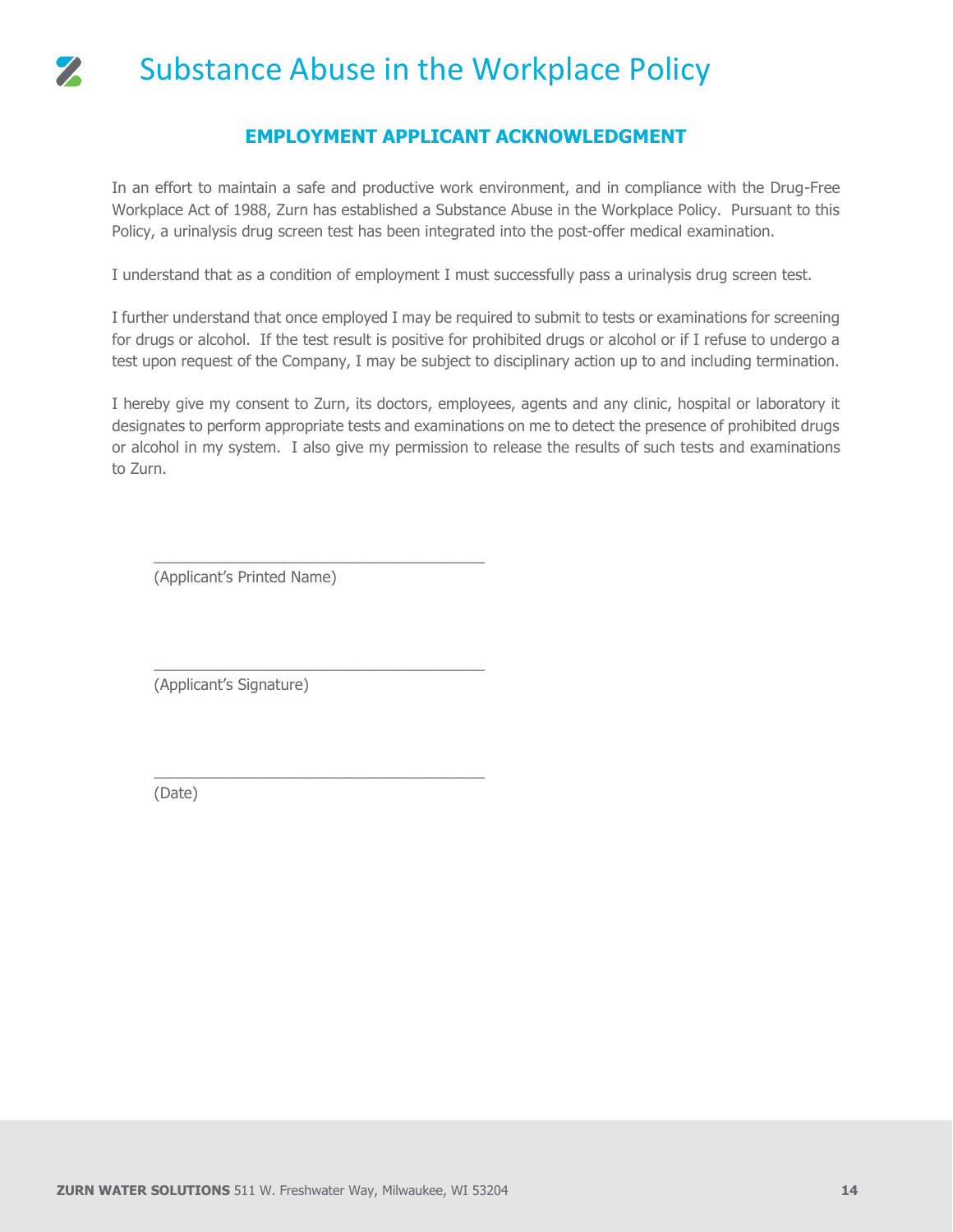# Substance Abuse in the Workplace Policy

## EMPLOYMENT APPLICANT ACKNOWLEDGMENT

In an effort to maintain a safe and productive work environment, and in compliance with the Drug-Free Workplace Act of 1988, Zurn has established a Substance Abuse in the Workplace Policy. Pursuant to this Policy, a urinalysis drug screen test has been integrated into the post-offer medical examination.

I understand that as a condition of employment I must successfully pass a urinalysis drug screen test.

I further understand that once employed I may be required to submit to tests or examinations for screening for drugs or alcohol. If the test result is positive for prohibited drugs or alcohol or if I refuse to undergo a test upon request of the Company, I may be subject to disciplinary action up to and including termination.

I hereby give my consent to Zurn, its doctors, employees, agents and any clinic, hospital or laboratory it designates to perform appropriate tests and examinations on me to detect the presence of prohibited drugs or alcohol in my system. I also give my permission to release the results of such tests and examinations to Zurn.

\_\_\_\_\_\_\_\_\_\_\_\_\_\_\_\_\_\_\_\_\_\_\_\_\_\_\_\_\_\_\_\_\_\_\_\_\_\_
(Applicant's Printed Name)

\_\_\_\_\_\_\_\_\_\_\_\_\_\_\_\_\_\_\_\_\_\_\_\_\_\_\_\_\_\_\_\_\_\_\_\_\_\_
(Applicant's Signature)

\_\_\_\_\_\_\_\_\_\_\_\_\_\_\_\_\_\_\_\_\_\_\_\_\_\_\_\_\_\_\_\_\_\_\_\_\_\_
(Date)

**ZURN WATER SOLUTIONS** 511 W. Freshwater Way, Milwaukee, WI 53204